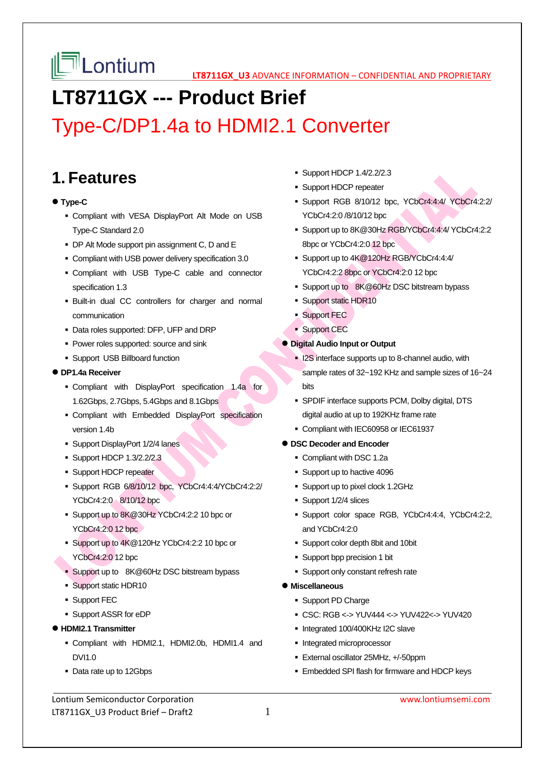# LT8711GX --- Product Brief

## Type-C/DP1.4a to HDMI2.1 Converter

## 1. Features

- **Type-C**
  - Compliant with VESA DisplayPort Alt Mode on USB Type-C Standard 2.0
  - DP Alt Mode support pin assignment C, D and E
  - Compliant with USB power delivery specification 3.0
  - Compliant with USB Type-C cable and connector specification 1.3
  - Built-in dual CC controllers for charger and normal communication
  - Data roles supported: DFP, UFP and DRP
  - Power roles supported: source and sink
  - Support USB Billboard function
- **DP1.4a Receiver**
  - Compliant with DisplayPort specification 1.4a for 1.62Gbps, 2.7Gbps, 5.4Gbps and 8.1Gbps
  - Compliant with Embedded DisplayPort specification version 1.4b
  - Support DisplayPort 1/2/4 lanes
  - Support HDCP 1.3/2.2/2.3
  - Support HDCP repeater
  - Support RGB 6/8/10/12 bpc, YCbCr4:4:4/YCbCr4:2:2/ YCbCr4:2:0 8/10/12 bpc
  - Support up to 8K@30Hz YCbCr4:2:2 10 bpc or YCbCr4:2:0 12 bpc
  - Support up to 4K@120Hz YCbCr4:2:2 10 bpc or YCbCr4:2:0 12 bpc
  - Support up to 8K@60Hz DSC bitstream bypass
  - Support static HDR10
  - Support FEC
  - Support ASSR for eDP
- **HDMI2.1 Transmitter**
  - Compliant with HDMI2.1, HDMI2.0b, HDMI1.4 and DVI1.0
  - Data rate up to 12Gbps
  - Support HDCP 1.4/2.2/2.3
  - Support HDCP repeater
  - Support RGB 8/10/12 bpc, YCbCr4:4:4/ YCbCr4:2:2/ YCbCr4:2:0 /8/10/12 bpc
  - Support up to 8K@30Hz RGB/YCbCr4:4:4/ YCbCr4:2:2 8bpc or YCbCr4:2:0 12 bpc
  - Support up to 4K@120Hz RGB/YCbCr4:4:4/ YCbCr4:2:2 8bpc or YCbCr4:2:0 12 bpc
  - Support up to 8K@60Hz DSC bitstream bypass
  - Support static HDR10
  - Support FEC
  - Support CEC
- **Digital Audio Input or Output**
  - I2S interface supports up to 8-channel audio, with sample rates of 32~192 KHz and sample sizes of 16~24 bits
  - SPDIF interface supports PCM, Dolby digital, DTS digital audio at up to 192KHz frame rate
  - Compliant with IEC60958 or IEC61937
- **DSC Decoder and Encoder**
  - Compliant with DSC 1.2a
  - Support up to hactive 4096
  - Support up to pixel clock 1.2GHz
  - Support 1/2/4 slices
  - Support color space RGB, YCbCr4:4:4, YCbCr4:2:2, and YCbCr4:2:0
  - Support color depth 8bit and 10bit
  - Support bpp precision 1 bit
  - Support only constant refresh rate
- **Miscellaneous**
  - Support PD Charge
  - CSC: RGB <-> YUV444 <-> YUV422<-> YUV420
  - Integrated 100/400KHz I2C slave
  - Integrated microprocessor
  - External oscillator 25MHz, +/-50ppm
  - Embedded SPI flash for firmware and HDCP keys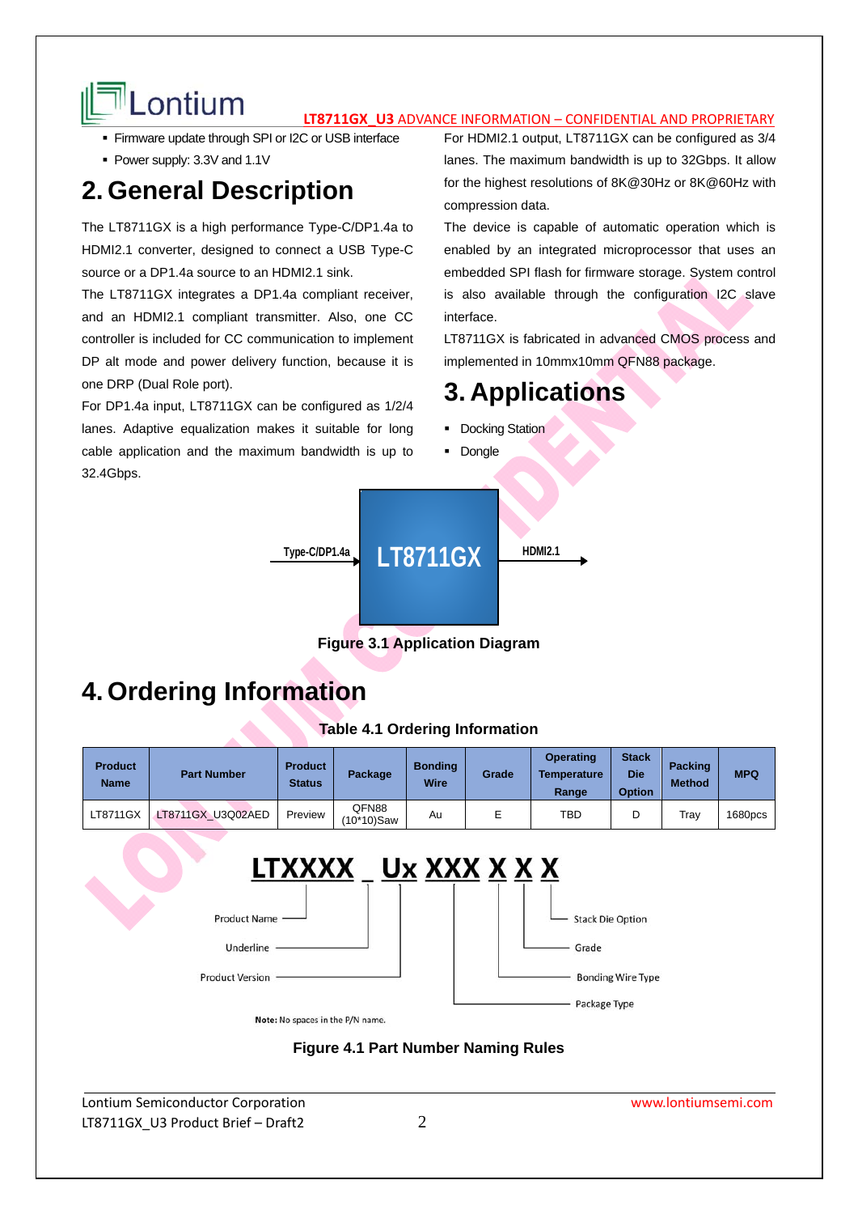- Firmware update through SPI or I2C or USB interface
- Power supply: 3.3V and 1.1V

# 2. General Description

The LT8711GX is a high performance Type-C/DP1.4a to HDMI2.1 converter, designed to connect a USB Type-C source or a DP1.4a source to an HDMI2.1 sink.

The LT8711GX integrates a DP1.4a compliant receiver, and an HDMI2.1 compliant transmitter. Also, one CC controller is included for CC communication to implement DP alt mode and power delivery function, because it is one DRP (Dual Role port).

For DP1.4a input, LT8711GX can be configured as 1/2/4 lanes. Adaptive equalization makes it suitable for long cable application and the maximum bandwidth is up to 32.4Gbps.

For HDMI2.1 output, LT8711GX can be configured as 3/4 lanes. The maximum bandwidth is up to 32Gbps. It allow for the highest resolutions of 8K@30Hz or 8K@60Hz with compression data.

The device is capable of automatic operation which is enabled by an integrated microprocessor that uses an embedded SPI flash for firmware storage. System control is also available through the configuration I2C slave interface.

LT8711GX is fabricated in advanced CMOS process and implemented in 10mmx10mm QFN88 package.

# 3. Applications

- Docking Station
- Dongle

Type-C/DP1.4a → LT8711GX → HDMI2.1

**Figure 3.1 Application Diagram**

# 4. Ordering Information

**Table 4.1 Ordering Information**

| Product Name | Part Number | Product Status | Package | Bonding Wire | Grade | Operating Temperature Range | Stack Die Option | Packing Method | MPQ |
|---|---|---|---|---|---|---|---|---|---|
| LT8711GX | LT8711GX_U3Q02AED | Preview | QFN88 (10*10)Saw | Au | E | TBD | D | Tray | 1680pcs |

LTXXXX _ Ux XXX X X X

Product Name
Underline
Product Version
Package Type
Bonding Wire Type
Grade
Stack Die Option

**Note:** No spaces in the P/N name.

**Figure 4.1 Part Number Naming Rules**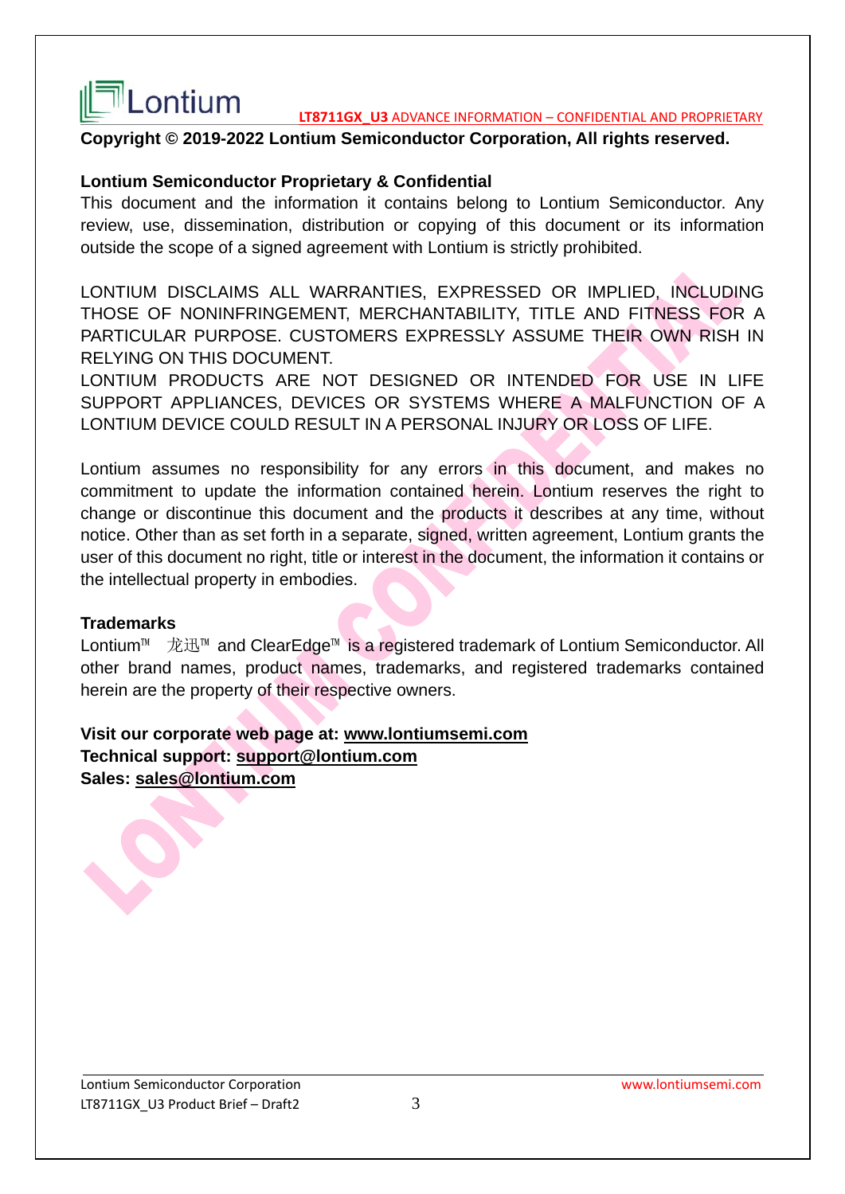**Copyright © 2019-2022 Lontium Semiconductor Corporation, All rights reserved.**

**Lontium Semiconductor Proprietary & Confidential**

This document and the information it contains belong to Lontium Semiconductor. Any review, use, dissemination, distribution or copying of this document or its information outside the scope of a signed agreement with Lontium is strictly prohibited.

LONTIUM DISCLAIMS ALL WARRANTIES, EXPRESSED OR IMPLIED, INCLUDING THOSE OF NONINFRINGEMENT, MERCHANTABILITY, TITLE AND FITNESS FOR A PARTICULAR PURPOSE. CUSTOMERS EXPRESSLY ASSUME THEIR OWN RISH IN RELYING ON THIS DOCUMENT.
LONTIUM PRODUCTS ARE NOT DESIGNED OR INTENDED FOR USE IN LIFE SUPPORT APPLIANCES, DEVICES OR SYSTEMS WHERE A MALFUNCTION OF A LONTIUM DEVICE COULD RESULT IN A PERSONAL INJURY OR LOSS OF LIFE.

Lontium assumes no responsibility for any errors in this document, and makes no commitment to update the information contained herein. Lontium reserves the right to change or discontinue this document and the products it describes at any time, without notice. Other than as set forth in a separate, signed, written agreement, Lontium grants the user of this document no right, title or interest in the document, the information it contains or the intellectual property in embodies.

**Trademarks**

Lontium™ 龙迅™ and ClearEdge™ is a registered trademark of Lontium Semiconductor. All other brand names, product names, trademarks, and registered trademarks contained herein are the property of their respective owners.

**Visit our corporate web page at: www.lontiumsemi.com**
**Technical support: support@lontium.com**
**Sales: sales@lontium.com**